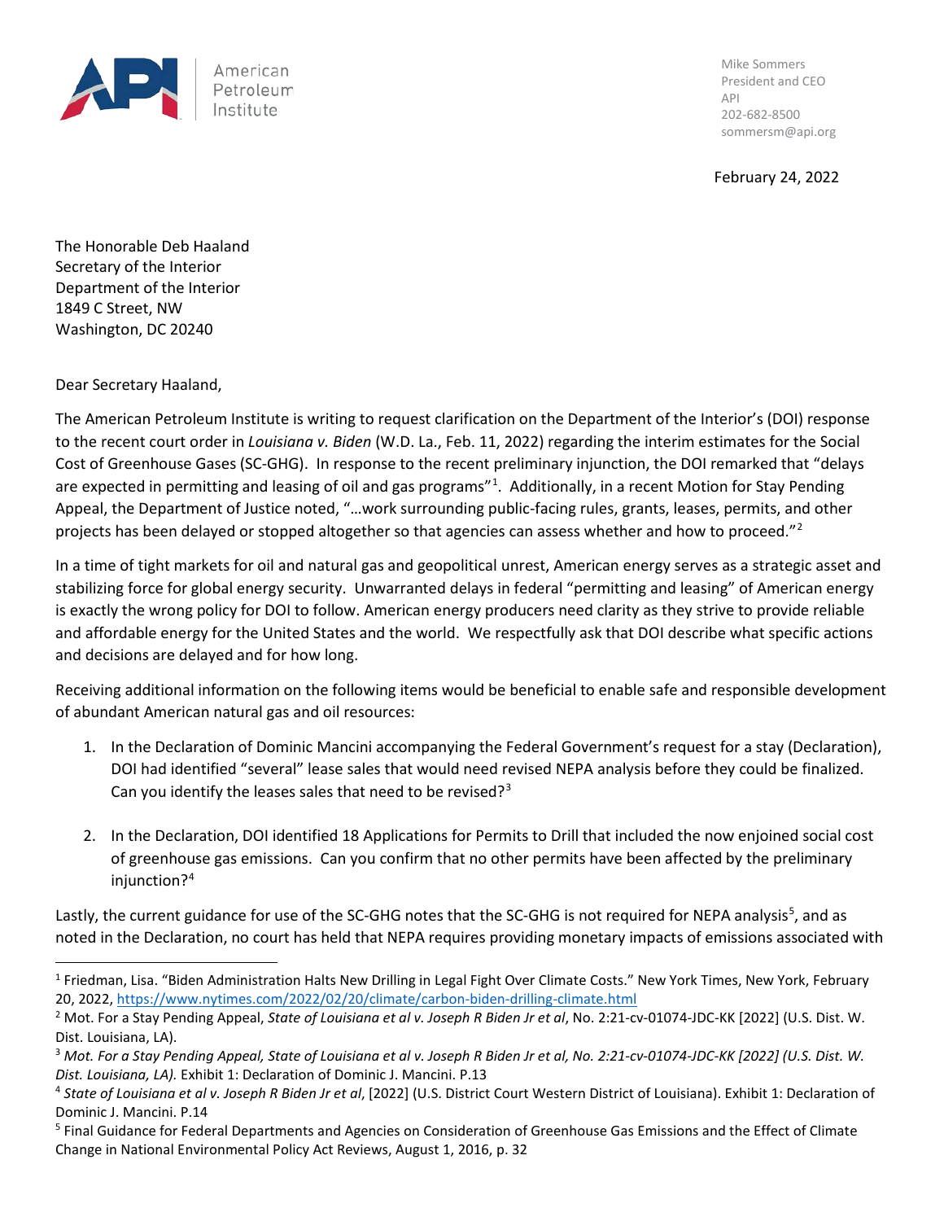American Petroleum Institute

Mike Sommers
President and CEO
API
202-682-8500
sommersm@api.org

February 24, 2022

The Honorable Deb Haaland
Secretary of the Interior
Department of the Interior
1849 C Street, NW
Washington, DC 20240

Dear Secretary Haaland,

The American Petroleum Institute is writing to request clarification on the Department of the Interior's (DOI) response to the recent court order in *Louisiana v. Biden* (W.D. La., Feb. 11, 2022) regarding the interim estimates for the Social Cost of Greenhouse Gases (SC-GHG). In response to the recent preliminary injunction, the DOI remarked that "delays are expected in permitting and leasing of oil and gas programs"[1]. Additionally, in a recent Motion for Stay Pending Appeal, the Department of Justice noted, "…work surrounding public-facing rules, grants, leases, permits, and other projects has been delayed or stopped altogether so that agencies can assess whether and how to proceed."[2]

In a time of tight markets for oil and natural gas and geopolitical unrest, American energy serves as a strategic asset and stabilizing force for global energy security. Unwarranted delays in federal "permitting and leasing" of American energy is exactly the wrong policy for DOI to follow. American energy producers need clarity as they strive to provide reliable and affordable energy for the United States and the world. We respectfully ask that DOI describe what specific actions and decisions are delayed and for how long.

Receiving additional information on the following items would be beneficial to enable safe and responsible development of abundant American natural gas and oil resources:

1. In the Declaration of Dominic Mancini accompanying the Federal Government's request for a stay (Declaration), DOI had identified "several" lease sales that would need revised NEPA analysis before they could be finalized. Can you identify the leases sales that need to be revised?[3]

2. In the Declaration, DOI identified 18 Applications for Permits to Drill that included the now enjoined social cost of greenhouse gas emissions. Can you confirm that no other permits have been affected by the preliminary injunction?[4]

Lastly, the current guidance for use of the SC-GHG notes that the SC-GHG is not required for NEPA analysis[5], and as noted in the Declaration, no court has held that NEPA requires providing monetary impacts of emissions associated with

---

[1] Friedman, Lisa. "Biden Administration Halts New Drilling in Legal Fight Over Climate Costs." New York Times, New York, February 20, 2022, https://www.nytimes.com/2022/02/20/climate/carbon-biden-drilling-climate.html

[2] Mot. For a Stay Pending Appeal, *State of Louisiana et al v. Joseph R Biden Jr et al*, No. 2:21-cv-01074-JDC-KK [2022] (U.S. Dist. W. Dist. Louisiana, LA).

[3] *Mot. For a Stay Pending Appeal, State of Louisiana et al v. Joseph R Biden Jr et al, No. 2:21-cv-01074-JDC-KK [2022] (U.S. Dist. W. Dist. Louisiana, LA).* Exhibit 1: Declaration of Dominic J. Mancini. P.13

[4] *State of Louisiana et al v. Joseph R Biden Jr et al*, [2022] (U.S. District Court Western District of Louisiana). Exhibit 1: Declaration of Dominic J. Mancini. P.14

[5] Final Guidance for Federal Departments and Agencies on Consideration of Greenhouse Gas Emissions and the Effect of Climate Change in National Environmental Policy Act Reviews, August 1, 2016, p. 32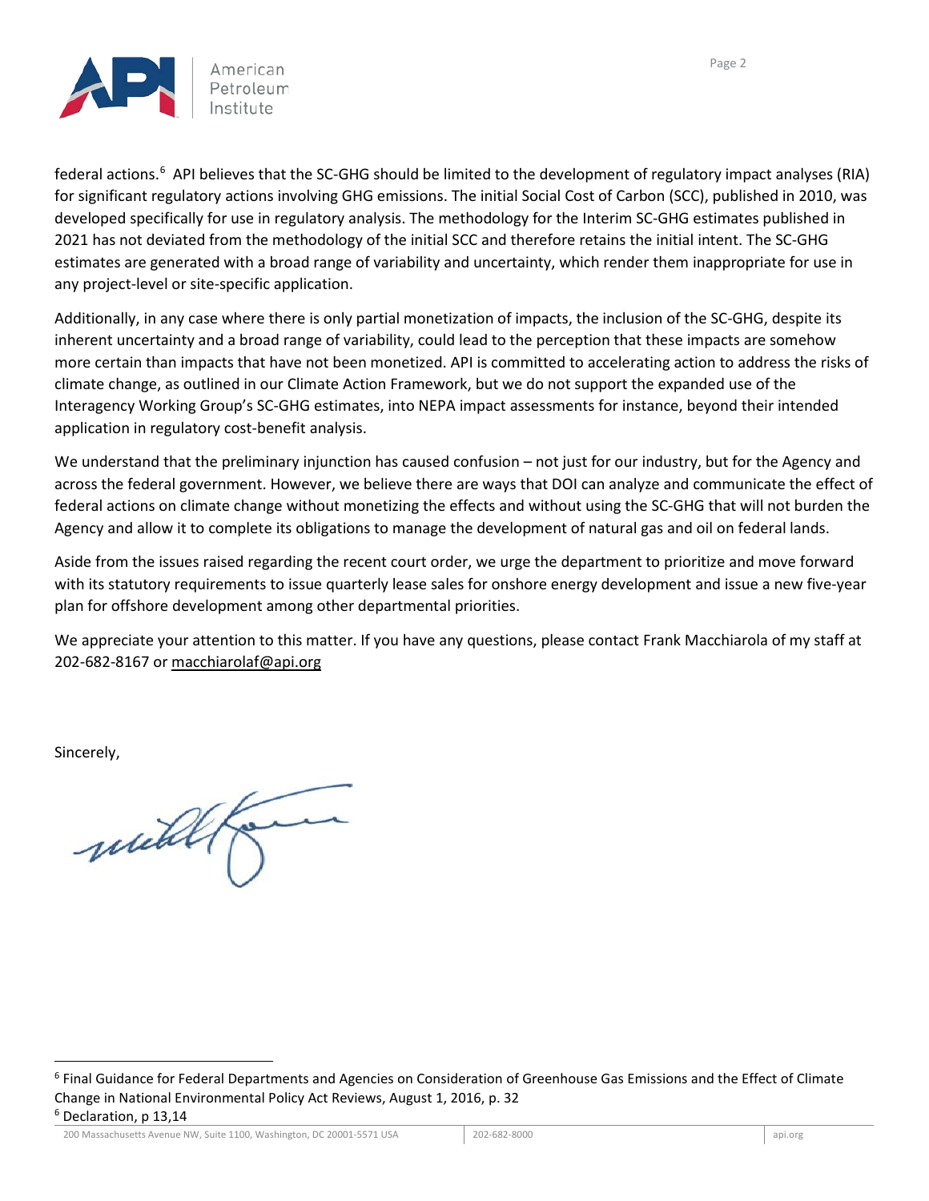federal actions.[6] API believes that the SC-GHG should be limited to the development of regulatory impact analyses (RIA) for significant regulatory actions involving GHG emissions. The initial Social Cost of Carbon (SCC), published in 2010, was developed specifically for use in regulatory analysis. The methodology for the Interim SC-GHG estimates published in 2021 has not deviated from the methodology of the initial SCC and therefore retains the initial intent. The SC-GHG estimates are generated with a broad range of variability and uncertainty, which render them inappropriate for use in any project-level or site-specific application.

Additionally, in any case where there is only partial monetization of impacts, the inclusion of the SC-GHG, despite its inherent uncertainty and a broad range of variability, could lead to the perception that these impacts are somehow more certain than impacts that have not been monetized. API is committed to accelerating action to address the risks of climate change, as outlined in our Climate Action Framework, but we do not support the expanded use of the Interagency Working Group's SC-GHG estimates, into NEPA impact assessments for instance, beyond their intended application in regulatory cost-benefit analysis.

We understand that the preliminary injunction has caused confusion – not just for our industry, but for the Agency and across the federal government. However, we believe there are ways that DOI can analyze and communicate the effect of federal actions on climate change without monetizing the effects and without using the SC-GHG that will not burden the Agency and allow it to complete its obligations to manage the development of natural gas and oil on federal lands.

Aside from the issues raised regarding the recent court order, we urge the department to prioritize and move forward with its statutory requirements to issue quarterly lease sales for onshore energy development and issue a new five-year plan for offshore development among other departmental priorities.

We appreciate your attention to this matter. If you have any questions, please contact Frank Macchiarola of my staff at 202-682-8167 or macchiarolaf@api.org

Sincerely,

[6] Final Guidance for Federal Departments and Agencies on Consideration of Greenhouse Gas Emissions and the Effect of Climate Change in National Environmental Policy Act Reviews, August 1, 2016, p. 32

[6] Declaration, p 13,14